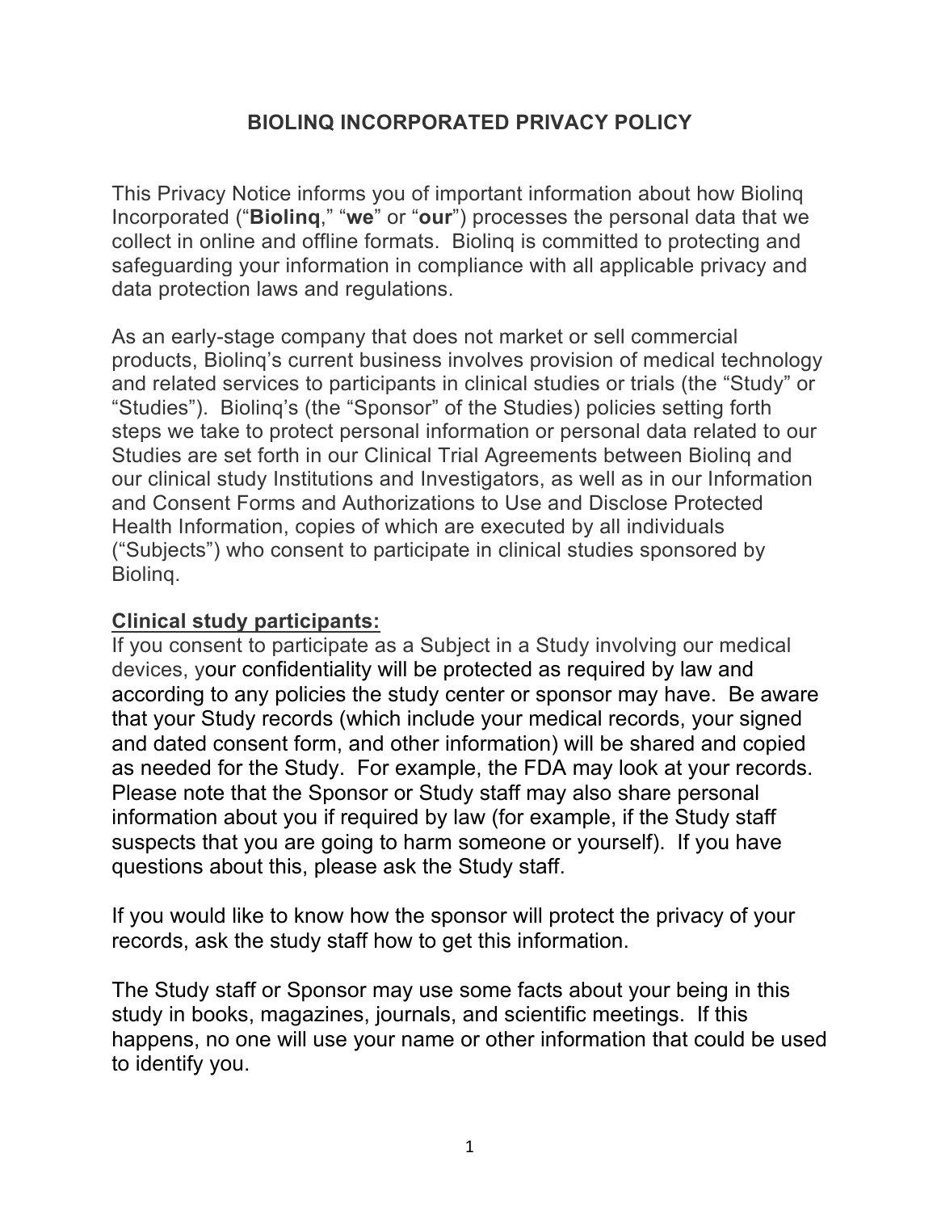# BIOLINQ INCORPORATED PRIVACY POLICY

This Privacy Notice informs you of important information about how Biolinq Incorporated ("**Biolinq**," "**we**" or "**our**") processes the personal data that we collect in online and offline formats. Biolinq is committed to protecting and safeguarding your information in compliance with all applicable privacy and data protection laws and regulations.

As an early-stage company that does not market or sell commercial products, Biolinq's current business involves provision of medical technology and related services to participants in clinical studies or trials (the "Study" or "Studies"). Biolinq's (the "Sponsor" of the Studies) policies setting forth steps we take to protect personal information or personal data related to our Studies are set forth in our Clinical Trial Agreements between Biolinq and our clinical study Institutions and Investigators, as well as in our Information and Consent Forms and Authorizations to Use and Disclose Protected Health Information, copies of which are executed by all individuals ("Subjects") who consent to participate in clinical studies sponsored by Biolinq.

**Clinical study participants:**

If you consent to participate as a Subject in a Study involving our medical devices, your confidentiality will be protected as required by law and according to any policies the study center or sponsor may have. Be aware that your Study records (which include your medical records, your signed and dated consent form, and other information) will be shared and copied as needed for the Study. For example, the FDA may look at your records. Please note that the Sponsor or Study staff may also share personal information about you if required by law (for example, if the Study staff suspects that you are going to harm someone or yourself). If you have questions about this, please ask the Study staff.

If you would like to know how the sponsor will protect the privacy of your records, ask the study staff how to get this information.

The Study staff or Sponsor may use some facts about your being in this study in books, magazines, journals, and scientific meetings. If this happens, no one will use your name or other information that could be used to identify you.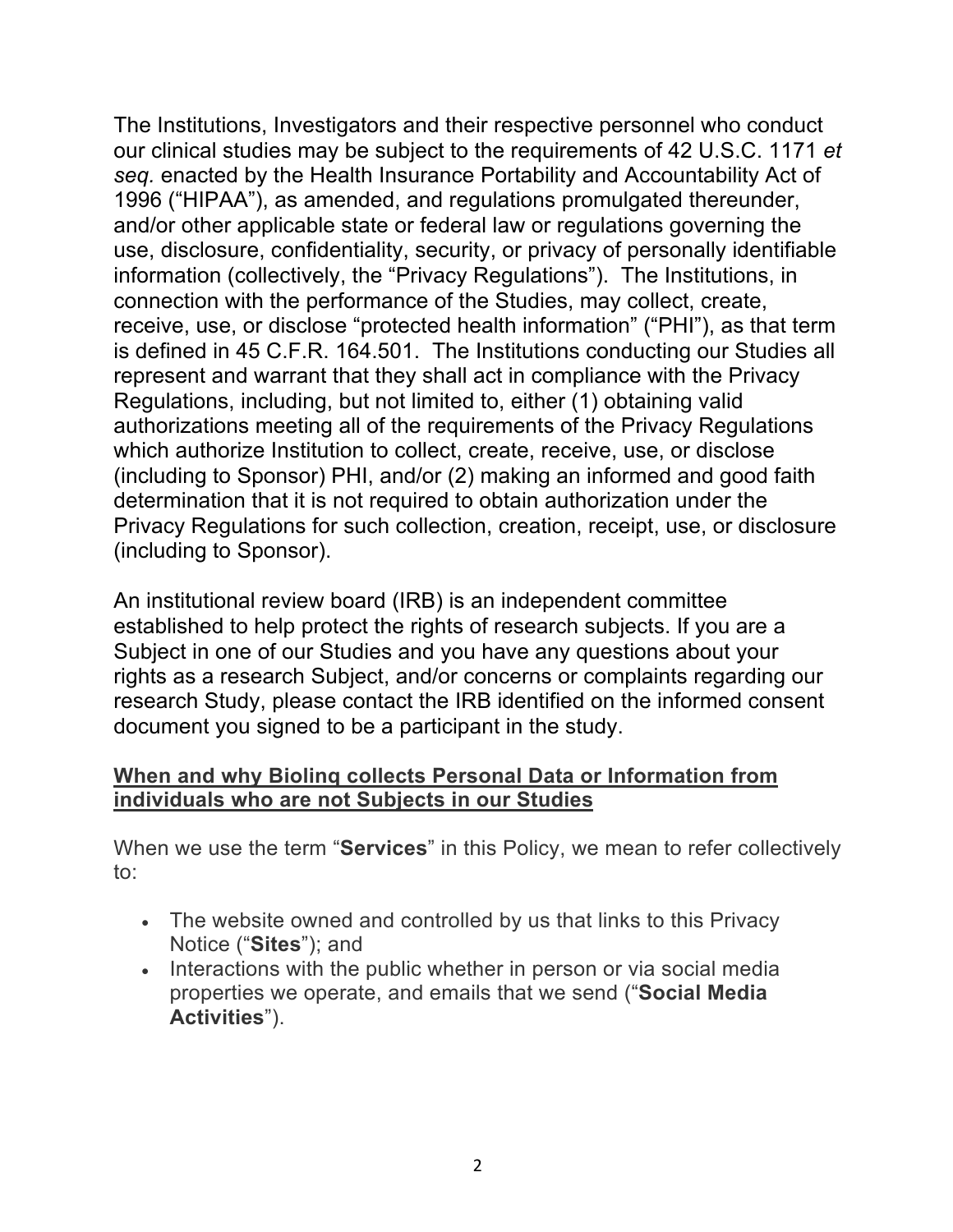The Institutions, Investigators and their respective personnel who conduct our clinical studies may be subject to the requirements of 42 U.S.C. 1171 *et seq.* enacted by the Health Insurance Portability and Accountability Act of 1996 ("HIPAA"), as amended, and regulations promulgated thereunder, and/or other applicable state or federal law or regulations governing the use, disclosure, confidentiality, security, or privacy of personally identifiable information (collectively, the "Privacy Regulations"). The Institutions, in connection with the performance of the Studies, may collect, create, receive, use, or disclose "protected health information" ("PHI"), as that term is defined in 45 C.F.R. 164.501. The Institutions conducting our Studies all represent and warrant that they shall act in compliance with the Privacy Regulations, including, but not limited to, either (1) obtaining valid authorizations meeting all of the requirements of the Privacy Regulations which authorize Institution to collect, create, receive, use, or disclose (including to Sponsor) PHI, and/or (2) making an informed and good faith determination that it is not required to obtain authorization under the Privacy Regulations for such collection, creation, receipt, use, or disclosure (including to Sponsor).

An institutional review board (IRB) is an independent committee established to help protect the rights of research subjects. If you are a Subject in one of our Studies and you have any questions about your rights as a research Subject, and/or concerns or complaints regarding our research Study, please contact the IRB identified on the informed consent document you signed to be a participant in the study.

## **When and why Bioling collects Personal Data or Information from individuals who are not Subjects in our Studies**

When we use the term "**Services**" in this Policy, we mean to refer collectively to:

- The website owned and controlled by us that links to this Privacy Notice ("**Sites**"); and
- Interactions with the public whether in person or via social media properties we operate, and emails that we send ("**Social Media Activities**").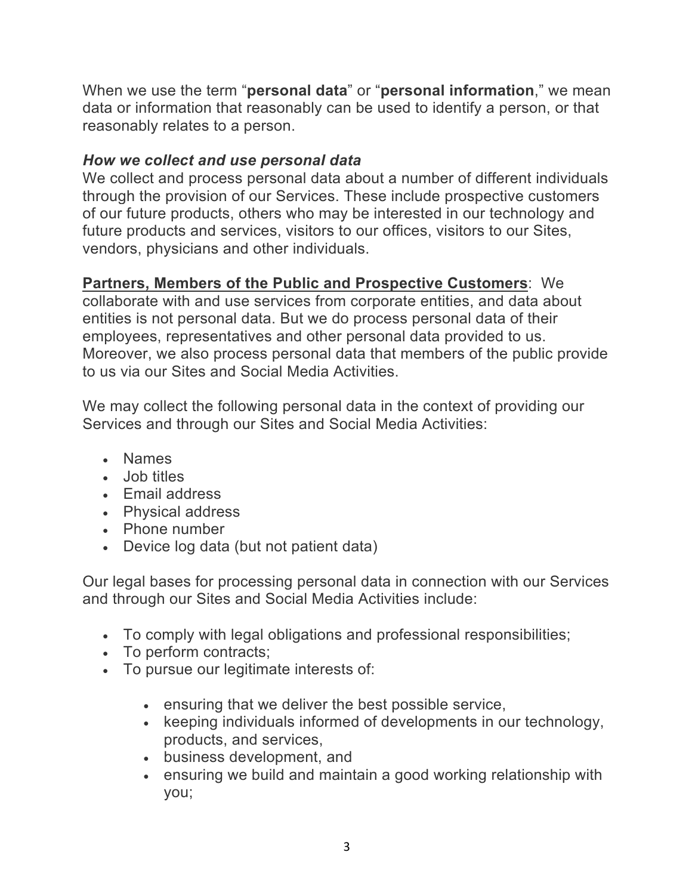When we use the term "**personal data**" or "**personal information**," we mean data or information that reasonably can be used to identify a person, or that reasonably relates to a person.

***How we collect and use personal data***

We collect and process personal data about a number of different individuals through the provision of our Services. These include prospective customers of our future products, others who may be interested in our technology and future products and services, visitors to our offices, visitors to our Sites, vendors, physicians and other individuals.

**Partners, Members of the Public and Prospective Customers**: We collaborate with and use services from corporate entities, and data about entities is not personal data. But we do process personal data of their employees, representatives and other personal data provided to us. Moreover, we also process personal data that members of the public provide to us via our Sites and Social Media Activities.

We may collect the following personal data in the context of providing our Services and through our Sites and Social Media Activities:

- Names
- Job titles
- Email address
- Physical address
- Phone number
- Device log data (but not patient data)

Our legal bases for processing personal data in connection with our Services and through our Sites and Social Media Activities include:

- To comply with legal obligations and professional responsibilities;
- To perform contracts;
- To pursue our legitimate interests of:
  - ensuring that we deliver the best possible service,
  - keeping individuals informed of developments in our technology, products, and services,
  - business development, and
  - ensuring we build and maintain a good working relationship with you;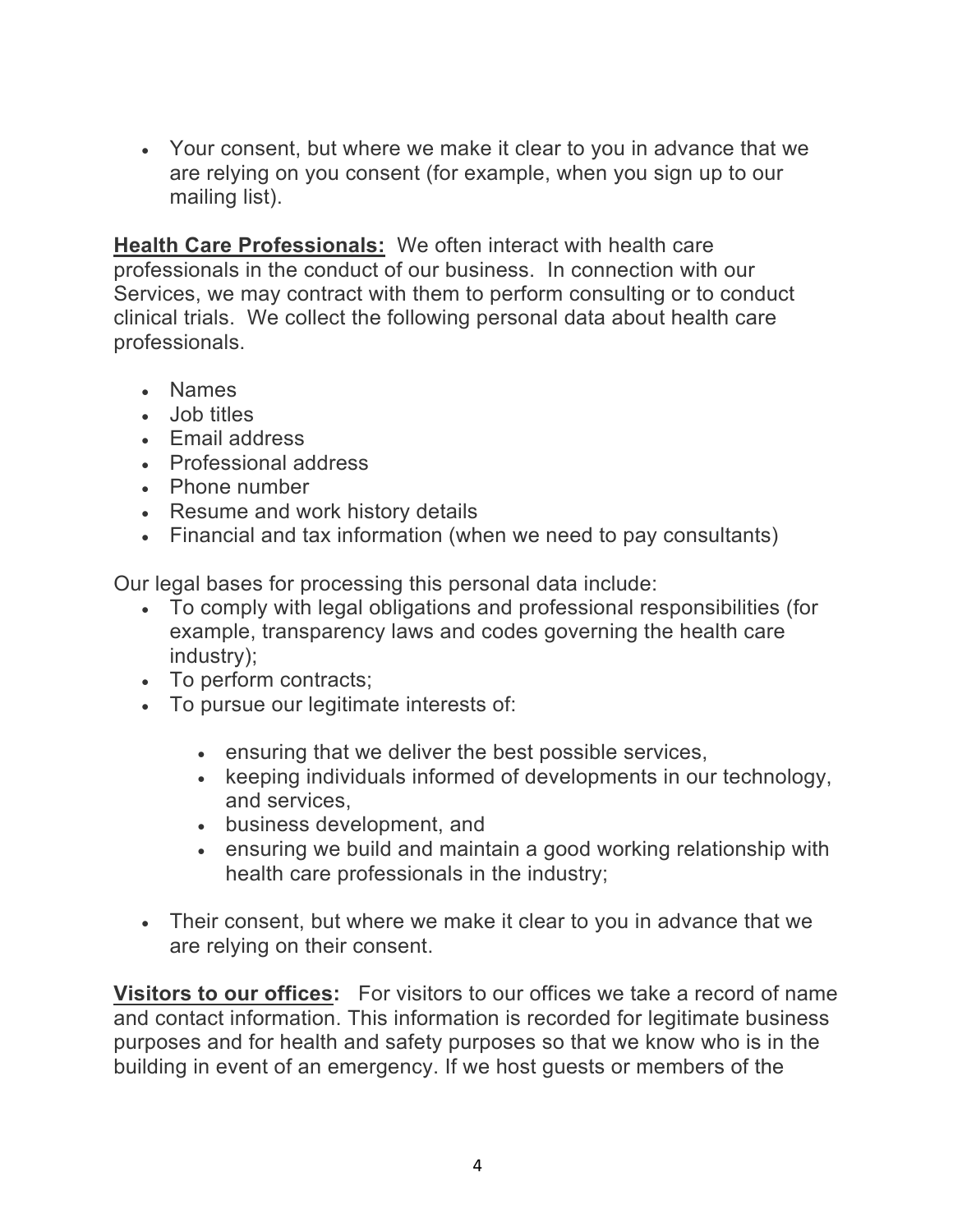- Your consent, but where we make it clear to you in advance that we are relying on you consent (for example, when you sign up to our mailing list).

**Health Care Professionals:** We often interact with health care professionals in the conduct of our business. In connection with our Services, we may contract with them to perform consulting or to conduct clinical trials. We collect the following personal data about health care professionals.

- Names
- Job titles
- Email address
- Professional address
- Phone number
- Resume and work history details
- Financial and tax information (when we need to pay consultants)

Our legal bases for processing this personal data include:

- To comply with legal obligations and professional responsibilities (for example, transparency laws and codes governing the health care industry);
- To perform contracts;
- To pursue our legitimate interests of:
    - ensuring that we deliver the best possible services,
    - keeping individuals informed of developments in our technology, and services,
    - business development, and
    - ensuring we build and maintain a good working relationship with health care professionals in the industry;
- Their consent, but where we make it clear to you in advance that we are relying on their consent.

**Visitors to our offices:** For visitors to our offices we take a record of name and contact information. This information is recorded for legitimate business purposes and for health and safety purposes so that we know who is in the building in event of an emergency. If we host guests or members of the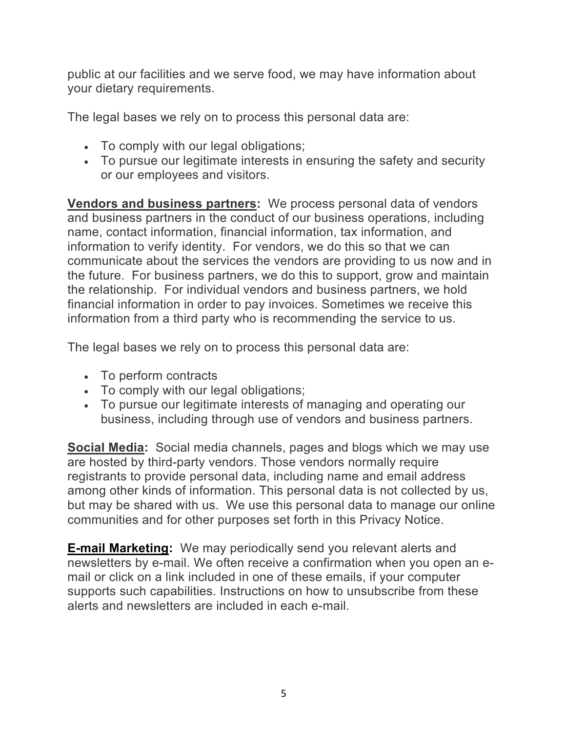public at our facilities and we serve food, we may have information about your dietary requirements.

The legal bases we rely on to process this personal data are:

- To comply with our legal obligations;
- To pursue our legitimate interests in ensuring the safety and security or our employees and visitors.

**Vendors and business partners:** We process personal data of vendors and business partners in the conduct of our business operations, including name, contact information, financial information, tax information, and information to verify identity. For vendors, we do this so that we can communicate about the services the vendors are providing to us now and in the future. For business partners, we do this to support, grow and maintain the relationship. For individual vendors and business partners, we hold financial information in order to pay invoices. Sometimes we receive this information from a third party who is recommending the service to us.

The legal bases we rely on to process this personal data are:

- To perform contracts
- To comply with our legal obligations;
- To pursue our legitimate interests of managing and operating our business, including through use of vendors and business partners.

**Social Media:** Social media channels, pages and blogs which we may use are hosted by third-party vendors. Those vendors normally require registrants to provide personal data, including name and email address among other kinds of information. This personal data is not collected by us, but may be shared with us. We use this personal data to manage our online communities and for other purposes set forth in this Privacy Notice.

**E-mail Marketing:** We may periodically send you relevant alerts and newsletters by e-mail. We often receive a confirmation when you open an e-mail or click on a link included in one of these emails, if your computer supports such capabilities. Instructions on how to unsubscribe from these alerts and newsletters are included in each e-mail.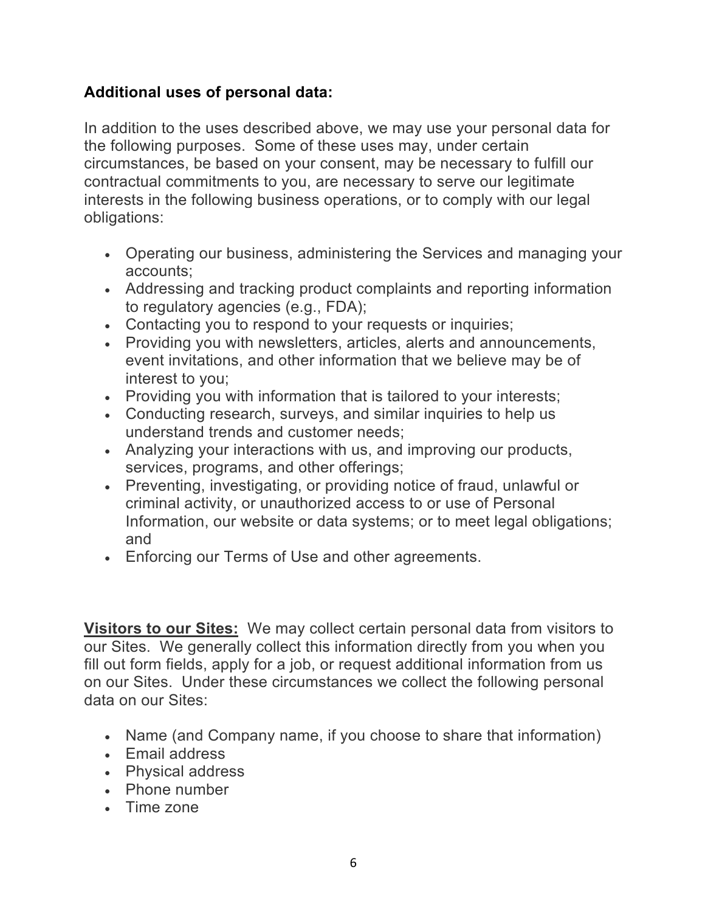**Additional uses of personal data:**

In addition to the uses described above, we may use your personal data for the following purposes. Some of these uses may, under certain circumstances, be based on your consent, may be necessary to fulfill our contractual commitments to you, are necessary to serve our legitimate interests in the following business operations, or to comply with our legal obligations:

- Operating our business, administering the Services and managing your accounts;
- Addressing and tracking product complaints and reporting information to regulatory agencies (e.g., FDA);
- Contacting you to respond to your requests or inquiries;
- Providing you with newsletters, articles, alerts and announcements, event invitations, and other information that we believe may be of interest to you;
- Providing you with information that is tailored to your interests;
- Conducting research, surveys, and similar inquiries to help us understand trends and customer needs;
- Analyzing your interactions with us, and improving our products, services, programs, and other offerings;
- Preventing, investigating, or providing notice of fraud, unlawful or criminal activity, or unauthorized access to or use of Personal Information, our website or data systems; or to meet legal obligations; and
- Enforcing our Terms of Use and other agreements.

**Visitors to our Sites:** We may collect certain personal data from visitors to our Sites. We generally collect this information directly from you when you fill out form fields, apply for a job, or request additional information from us on our Sites. Under these circumstances we collect the following personal data on our Sites:

- Name (and Company name, if you choose to share that information)
- Email address
- Physical address
- Phone number
- Time zone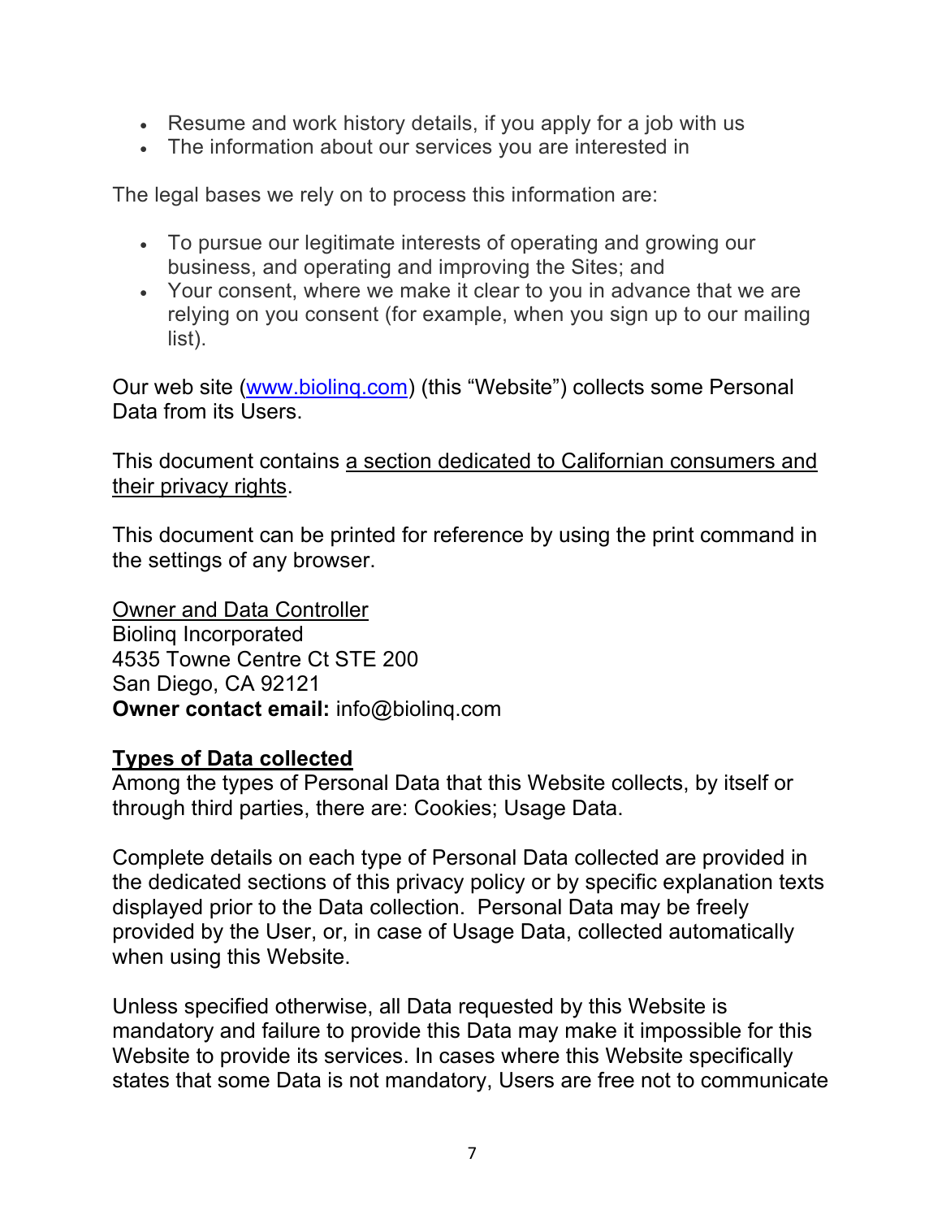- Resume and work history details, if you apply for a job with us
- The information about our services you are interested in

The legal bases we rely on to process this information are:

- To pursue our legitimate interests of operating and growing our business, and operating and improving the Sites; and
- Your consent, where we make it clear to you in advance that we are relying on you consent (for example, when you sign up to our mailing list).

Our web site ([www.biolinq.com](http://www.biolinq.com)) (this "Website") collects some Personal Data from its Users.

This document contains a section dedicated to Californian consumers and their privacy rights.

This document can be printed for reference by using the print command in the settings of any browser.

Owner and Data Controller
Biolinq Incorporated
4535 Towne Centre Ct STE 200
San Diego, CA 92121
**Owner contact email:** info@biolinq.com

## Types of Data collected

Among the types of Personal Data that this Website collects, by itself or through third parties, there are: Cookies; Usage Data.

Complete details on each type of Personal Data collected are provided in the dedicated sections of this privacy policy or by specific explanation texts displayed prior to the Data collection. Personal Data may be freely provided by the User, or, in case of Usage Data, collected automatically when using this Website.

Unless specified otherwise, all Data requested by this Website is mandatory and failure to provide this Data may make it impossible for this Website to provide its services. In cases where this Website specifically states that some Data is not mandatory, Users are free not to communicate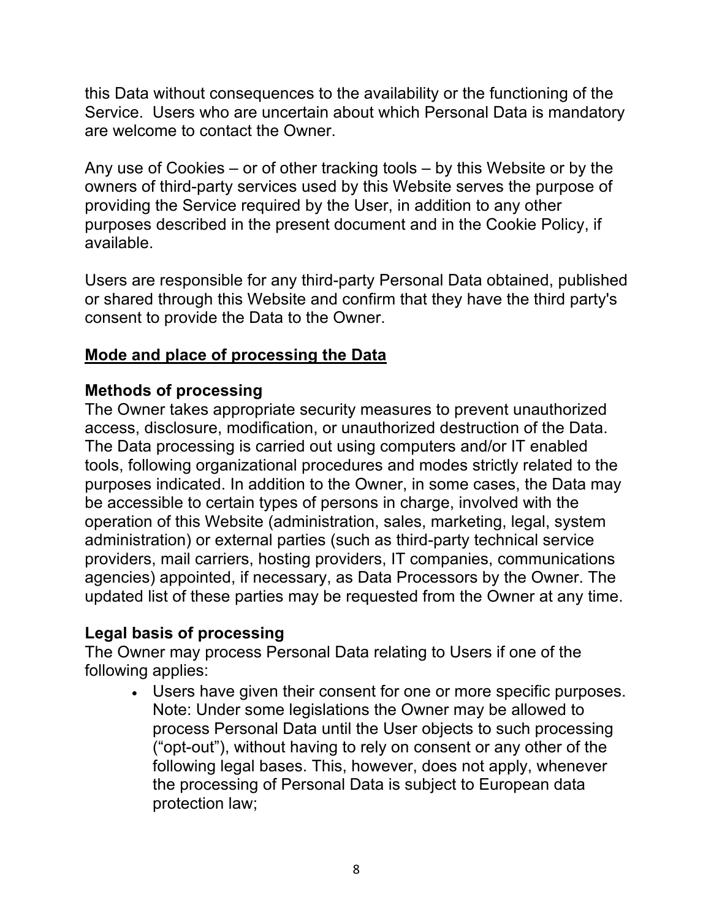this Data without consequences to the availability or the functioning of the Service. Users who are uncertain about which Personal Data is mandatory are welcome to contact the Owner.

Any use of Cookies – or of other tracking tools – by this Website or by the owners of third-party services used by this Website serves the purpose of providing the Service required by the User, in addition to any other purposes described in the present document and in the Cookie Policy, if available.

Users are responsible for any third-party Personal Data obtained, published or shared through this Website and confirm that they have the third party's consent to provide the Data to the Owner.

## Mode and place of processing the Data

### Methods of processing

The Owner takes appropriate security measures to prevent unauthorized access, disclosure, modification, or unauthorized destruction of the Data. The Data processing is carried out using computers and/or IT enabled tools, following organizational procedures and modes strictly related to the purposes indicated. In addition to the Owner, in some cases, the Data may be accessible to certain types of persons in charge, involved with the operation of this Website (administration, sales, marketing, legal, system administration) or external parties (such as third-party technical service providers, mail carriers, hosting providers, IT companies, communications agencies) appointed, if necessary, as Data Processors by the Owner. The updated list of these parties may be requested from the Owner at any time.

### Legal basis of processing

The Owner may process Personal Data relating to Users if one of the following applies:

- Users have given their consent for one or more specific purposes. Note: Under some legislations the Owner may be allowed to process Personal Data until the User objects to such processing ("opt-out"), without having to rely on consent or any other of the following legal bases. This, however, does not apply, whenever the processing of Personal Data is subject to European data protection law;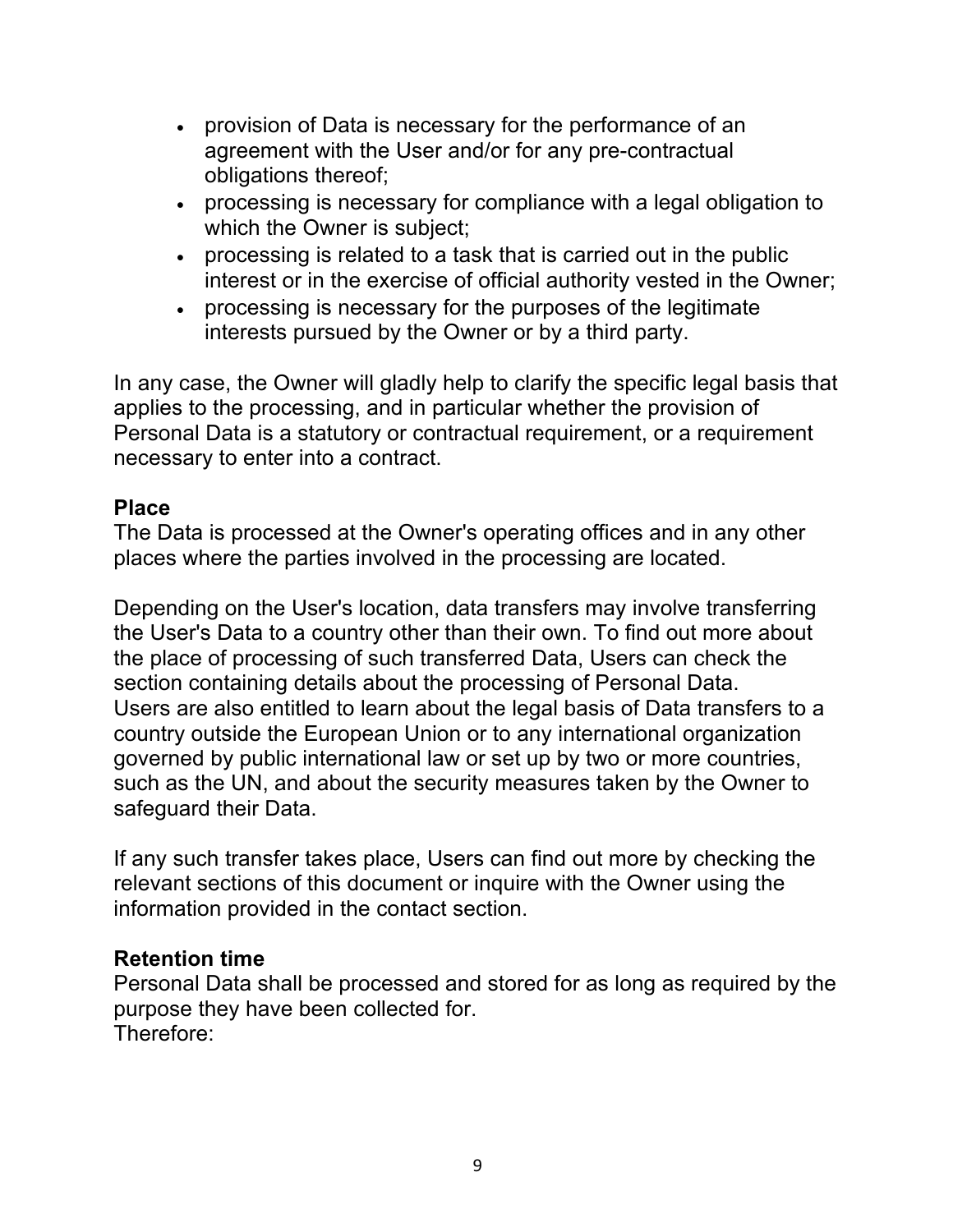- provision of Data is necessary for the performance of an agreement with the User and/or for any pre-contractual obligations thereof;
- processing is necessary for compliance with a legal obligation to which the Owner is subject;
- processing is related to a task that is carried out in the public interest or in the exercise of official authority vested in the Owner;
- processing is necessary for the purposes of the legitimate interests pursued by the Owner or by a third party.

In any case, the Owner will gladly help to clarify the specific legal basis that applies to the processing, and in particular whether the provision of Personal Data is a statutory or contractual requirement, or a requirement necessary to enter into a contract.

### Place

The Data is processed at the Owner's operating offices and in any other places where the parties involved in the processing are located.

Depending on the User's location, data transfers may involve transferring the User's Data to a country other than their own. To find out more about the place of processing of such transferred Data, Users can check the section containing details about the processing of Personal Data.
Users are also entitled to learn about the legal basis of Data transfers to a country outside the European Union or to any international organization governed by public international law or set up by two or more countries, such as the UN, and about the security measures taken by the Owner to safeguard their Data.

If any such transfer takes place, Users can find out more by checking the relevant sections of this document or inquire with the Owner using the information provided in the contact section.

### Retention time

Personal Data shall be processed and stored for as long as required by the purpose they have been collected for.
Therefore: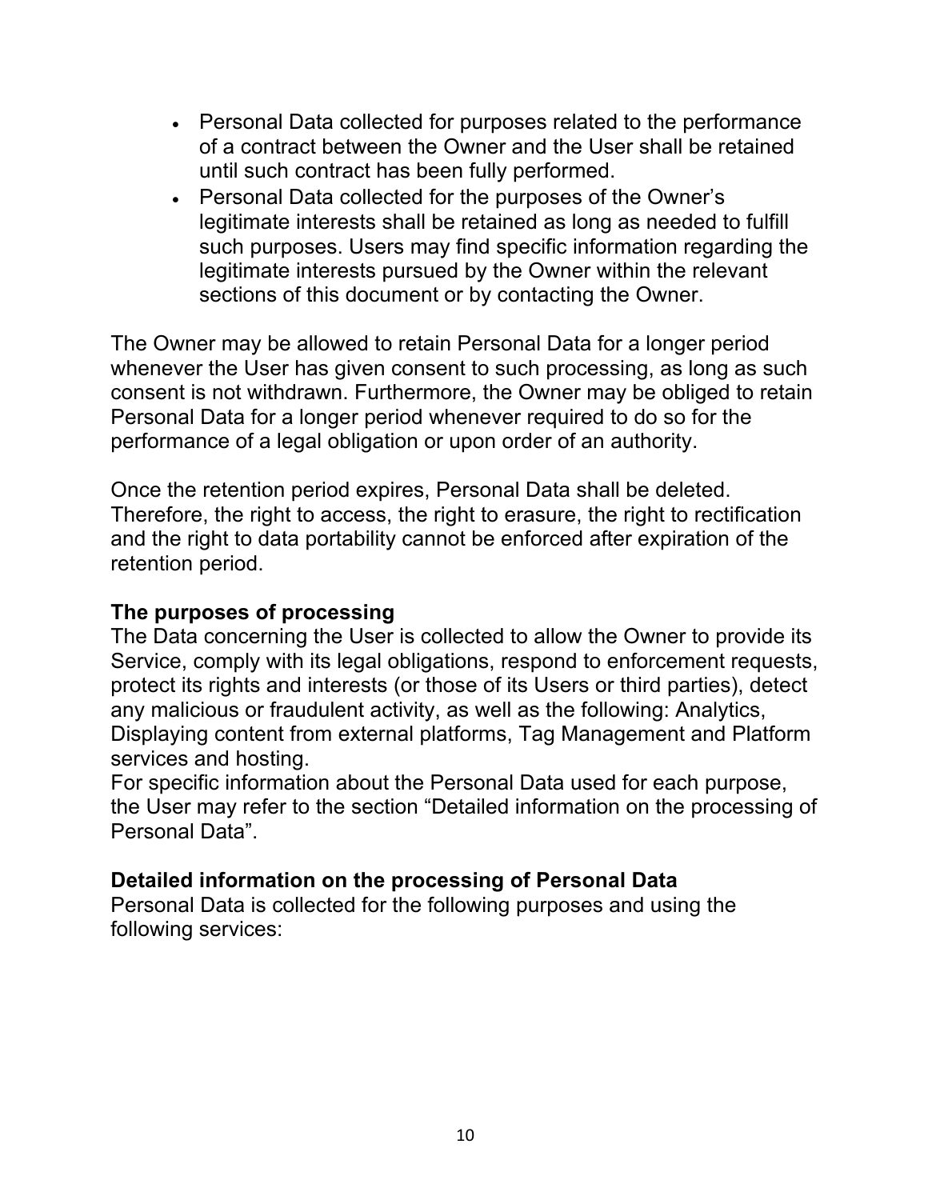- Personal Data collected for purposes related to the performance of a contract between the Owner and the User shall be retained until such contract has been fully performed.
- Personal Data collected for the purposes of the Owner's legitimate interests shall be retained as long as needed to fulfill such purposes. Users may find specific information regarding the legitimate interests pursued by the Owner within the relevant sections of this document or by contacting the Owner.

The Owner may be allowed to retain Personal Data for a longer period whenever the User has given consent to such processing, as long as such consent is not withdrawn. Furthermore, the Owner may be obliged to retain Personal Data for a longer period whenever required to do so for the performance of a legal obligation or upon order of an authority.

Once the retention period expires, Personal Data shall be deleted. Therefore, the right to access, the right to erasure, the right to rectification and the right to data portability cannot be enforced after expiration of the retention period.

**The purposes of processing**

The Data concerning the User is collected to allow the Owner to provide its Service, comply with its legal obligations, respond to enforcement requests, protect its rights and interests (or those of its Users or third parties), detect any malicious or fraudulent activity, as well as the following: Analytics, Displaying content from external platforms, Tag Management and Platform services and hosting.

For specific information about the Personal Data used for each purpose, the User may refer to the section "Detailed information on the processing of Personal Data".

**Detailed information on the processing of Personal Data**

Personal Data is collected for the following purposes and using the following services: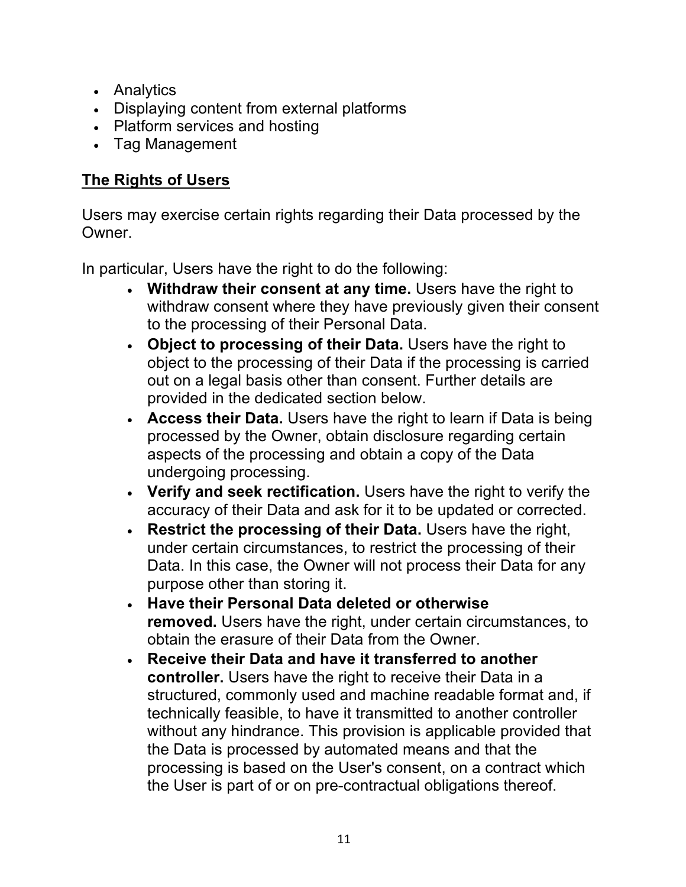- Analytics
- Displaying content from external platforms
- Platform services and hosting
- Tag Management

## The Rights of Users

Users may exercise certain rights regarding their Data processed by the Owner.

In particular, Users have the right to do the following:

- **Withdraw their consent at any time.** Users have the right to withdraw consent where they have previously given their consent to the processing of their Personal Data.
- **Object to processing of their Data.** Users have the right to object to the processing of their Data if the processing is carried out on a legal basis other than consent. Further details are provided in the dedicated section below.
- **Access their Data.** Users have the right to learn if Data is being processed by the Owner, obtain disclosure regarding certain aspects of the processing and obtain a copy of the Data undergoing processing.
- **Verify and seek rectification.** Users have the right to verify the accuracy of their Data and ask for it to be updated or corrected.
- **Restrict the processing of their Data.** Users have the right, under certain circumstances, to restrict the processing of their Data. In this case, the Owner will not process their Data for any purpose other than storing it.
- **Have their Personal Data deleted or otherwise removed.** Users have the right, under certain circumstances, to obtain the erasure of their Data from the Owner.
- **Receive their Data and have it transferred to another controller.** Users have the right to receive their Data in a structured, commonly used and machine readable format and, if technically feasible, to have it transmitted to another controller without any hindrance. This provision is applicable provided that the Data is processed by automated means and that the processing is based on the User's consent, on a contract which the User is part of or on pre-contractual obligations thereof.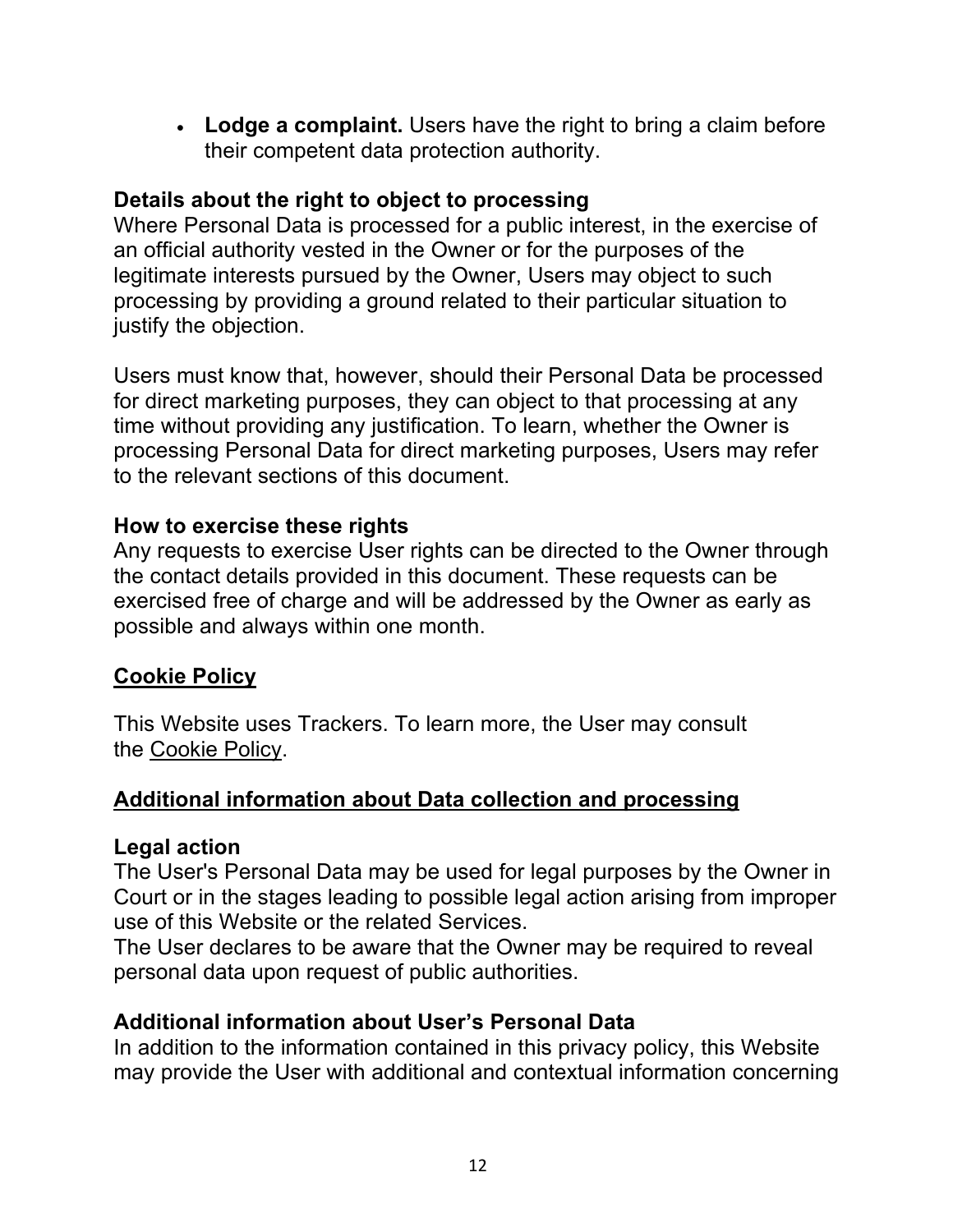- **Lodge a complaint.** Users have the right to bring a claim before their competent data protection authority.

### Details about the right to object to processing

Where Personal Data is processed for a public interest, in the exercise of an official authority vested in the Owner or for the purposes of the legitimate interests pursued by the Owner, Users may object to such processing by providing a ground related to their particular situation to justify the objection.

Users must know that, however, should their Personal Data be processed for direct marketing purposes, they can object to that processing at any time without providing any justification. To learn, whether the Owner is processing Personal Data for direct marketing purposes, Users may refer to the relevant sections of this document.

### How to exercise these rights

Any requests to exercise User rights can be directed to the Owner through the contact details provided in this document. These requests can be exercised free of charge and will be addressed by the Owner as early as possible and always within one month.

## Cookie Policy

This Website uses Trackers. To learn more, the User may consult the Cookie Policy.

## Additional information about Data collection and processing

### Legal action

The User's Personal Data may be used for legal purposes by the Owner in Court or in the stages leading to possible legal action arising from improper use of this Website or the related Services.
The User declares to be aware that the Owner may be required to reveal personal data upon request of public authorities.

### Additional information about User's Personal Data

In addition to the information contained in this privacy policy, this Website may provide the User with additional and contextual information concerning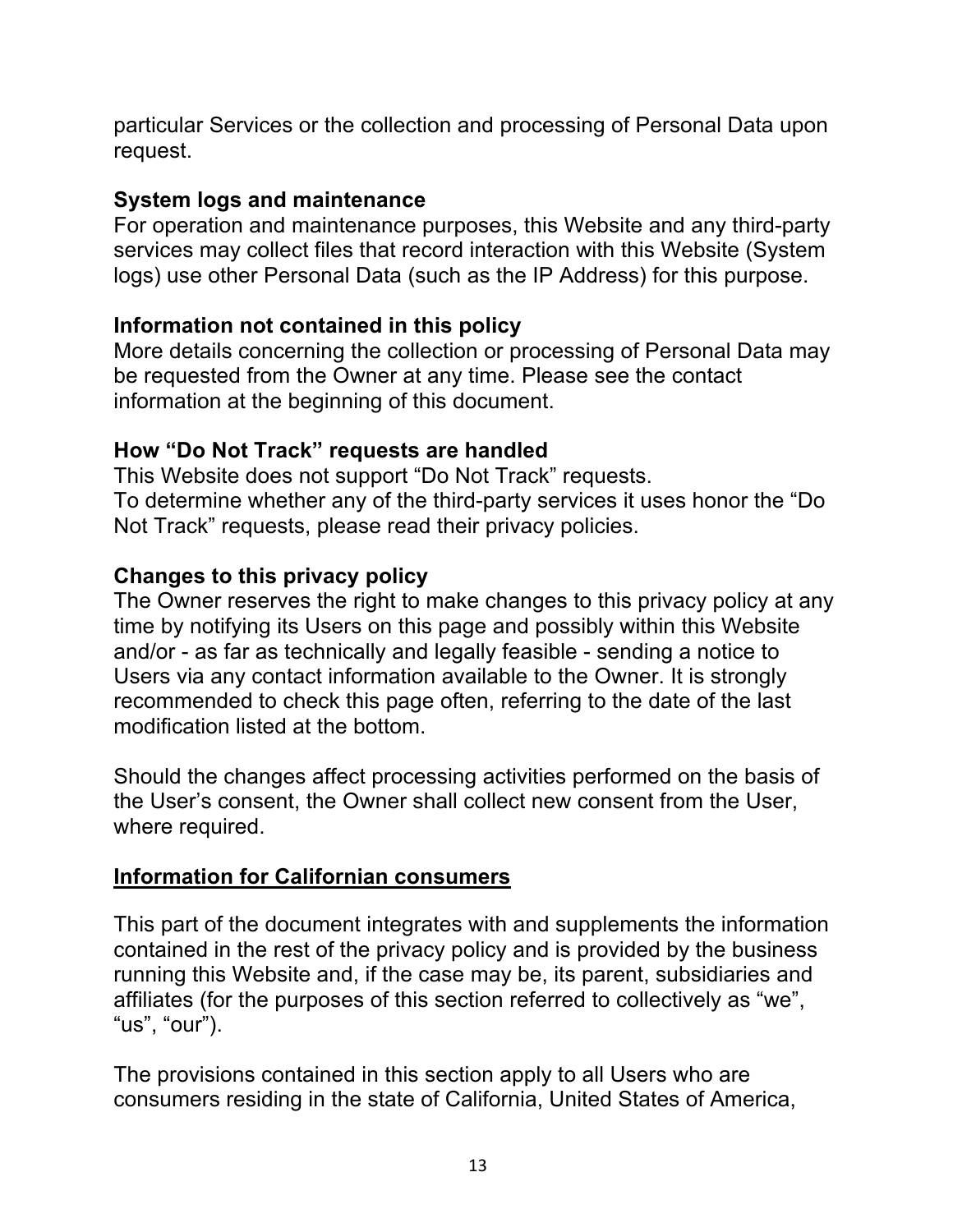particular Services or the collection and processing of Personal Data upon request.

### System logs and maintenance

For operation and maintenance purposes, this Website and any third-party services may collect files that record interaction with this Website (System logs) use other Personal Data (such as the IP Address) for this purpose.

### Information not contained in this policy

More details concerning the collection or processing of Personal Data may be requested from the Owner at any time. Please see the contact information at the beginning of this document.

### How “Do Not Track” requests are handled

This Website does not support “Do Not Track” requests.
To determine whether any of the third-party services it uses honor the “Do Not Track” requests, please read their privacy policies.

### Changes to this privacy policy

The Owner reserves the right to make changes to this privacy policy at any time by notifying its Users on this page and possibly within this Website and/or - as far as technically and legally feasible - sending a notice to Users via any contact information available to the Owner. It is strongly recommended to check this page often, referring to the date of the last modification listed at the bottom.

Should the changes affect processing activities performed on the basis of the User’s consent, the Owner shall collect new consent from the User, where required.

## Information for Californian consumers

This part of the document integrates with and supplements the information contained in the rest of the privacy policy and is provided by the business running this Website and, if the case may be, its parent, subsidiaries and affiliates (for the purposes of this section referred to collectively as “we”, “us”, “our”).

The provisions contained in this section apply to all Users who are consumers residing in the state of California, United States of America,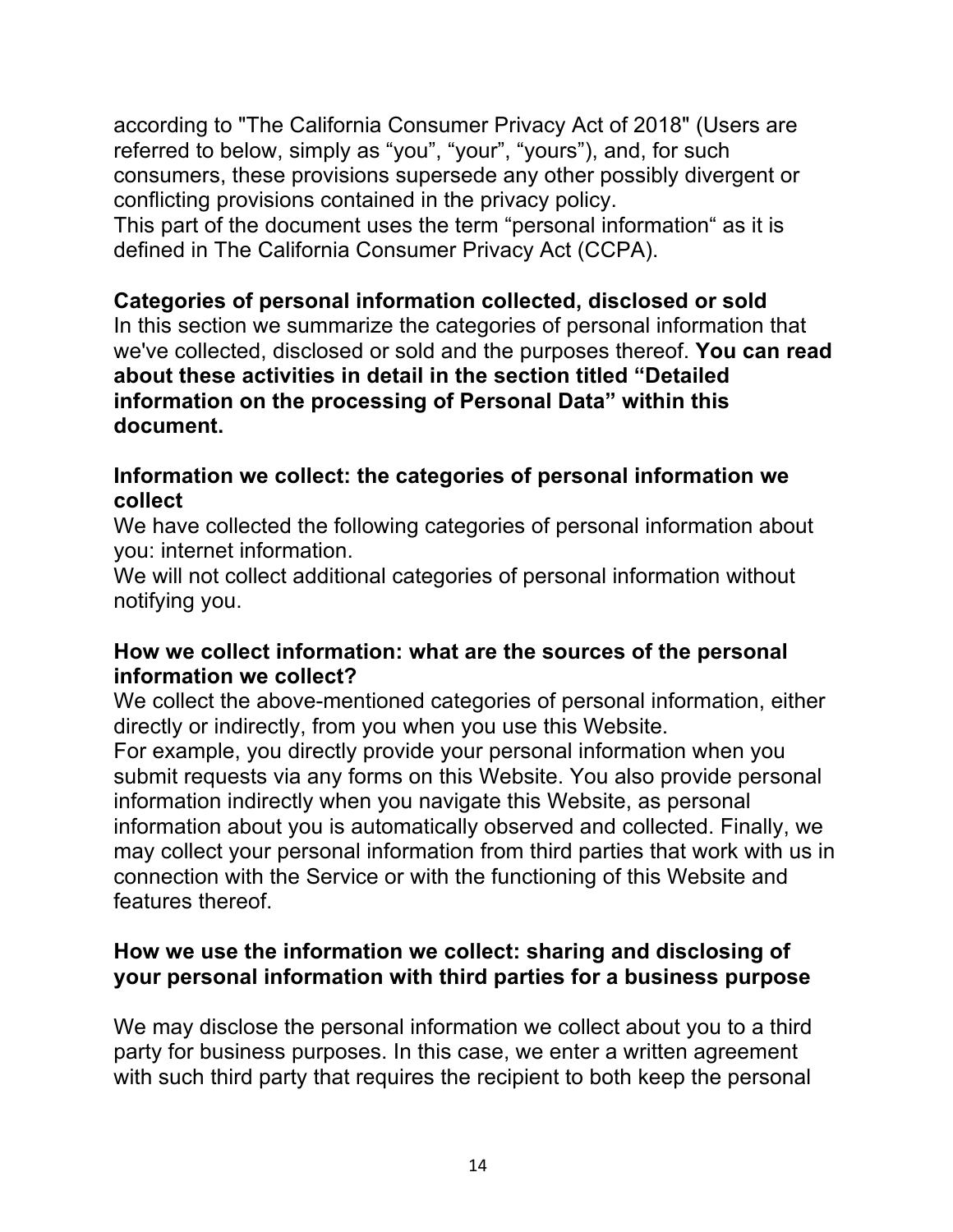according to "The California Consumer Privacy Act of 2018" (Users are referred to below, simply as “you”, “your”, “yours”), and, for such consumers, these provisions supersede any other possibly divergent or conflicting provisions contained in the privacy policy.
This part of the document uses the term “personal information“ as it is defined in The California Consumer Privacy Act (CCPA).

### Categories of personal information collected, disclosed or sold

In this section we summarize the categories of personal information that we've collected, disclosed or sold and the purposes thereof. **You can read about these activities in detail in the section titled “Detailed information on the processing of Personal Data” within this document.**

### Information we collect: the categories of personal information we collect

We have collected the following categories of personal information about you: internet information.
We will not collect additional categories of personal information without notifying you.

### How we collect information: what are the sources of the personal information we collect?

We collect the above-mentioned categories of personal information, either directly or indirectly, from you when you use this Website.
For example, you directly provide your personal information when you submit requests via any forms on this Website. You also provide personal information indirectly when you navigate this Website, as personal information about you is automatically observed and collected. Finally, we may collect your personal information from third parties that work with us in connection with the Service or with the functioning of this Website and features thereof.

### How we use the information we collect: sharing and disclosing of your personal information with third parties for a business purpose

We may disclose the personal information we collect about you to a third party for business purposes. In this case, we enter a written agreement with such third party that requires the recipient to both keep the personal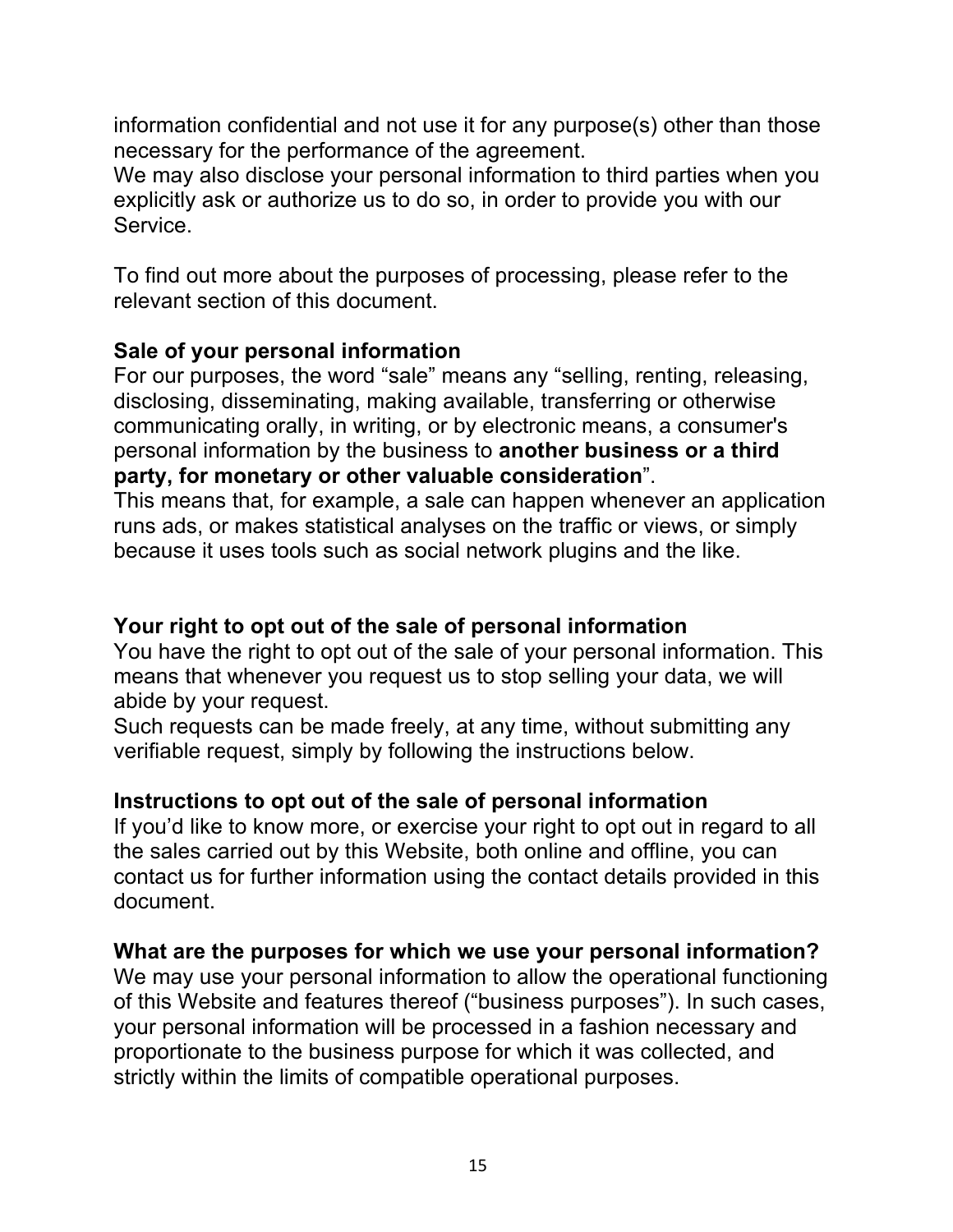information confidential and not use it for any purpose(s) other than those necessary for the performance of the agreement.
We may also disclose your personal information to third parties when you explicitly ask or authorize us to do so, in order to provide you with our Service.

To find out more about the purposes of processing, please refer to the relevant section of this document.

**Sale of your personal information**
For our purposes, the word "sale" means any "selling, renting, releasing, disclosing, disseminating, making available, transferring or otherwise communicating orally, in writing, or by electronic means, a consumer's personal information by the business to **another business or a third party, for monetary or other valuable consideration**".
This means that, for example, a sale can happen whenever an application runs ads, or makes statistical analyses on the traffic or views, or simply because it uses tools such as social network plugins and the like.

**Your right to opt out of the sale of personal information**
You have the right to opt out of the sale of your personal information. This means that whenever you request us to stop selling your data, we will abide by your request.
Such requests can be made freely, at any time, without submitting any verifiable request, simply by following the instructions below.

**Instructions to opt out of the sale of personal information**
If you'd like to know more, or exercise your right to opt out in regard to all the sales carried out by this Website, both online and offline, you can contact us for further information using the contact details provided in this document.

**What are the purposes for which we use your personal information?**
We may use your personal information to allow the operational functioning of this Website and features thereof ("business purposes"). In such cases, your personal information will be processed in a fashion necessary and proportionate to the business purpose for which it was collected, and strictly within the limits of compatible operational purposes.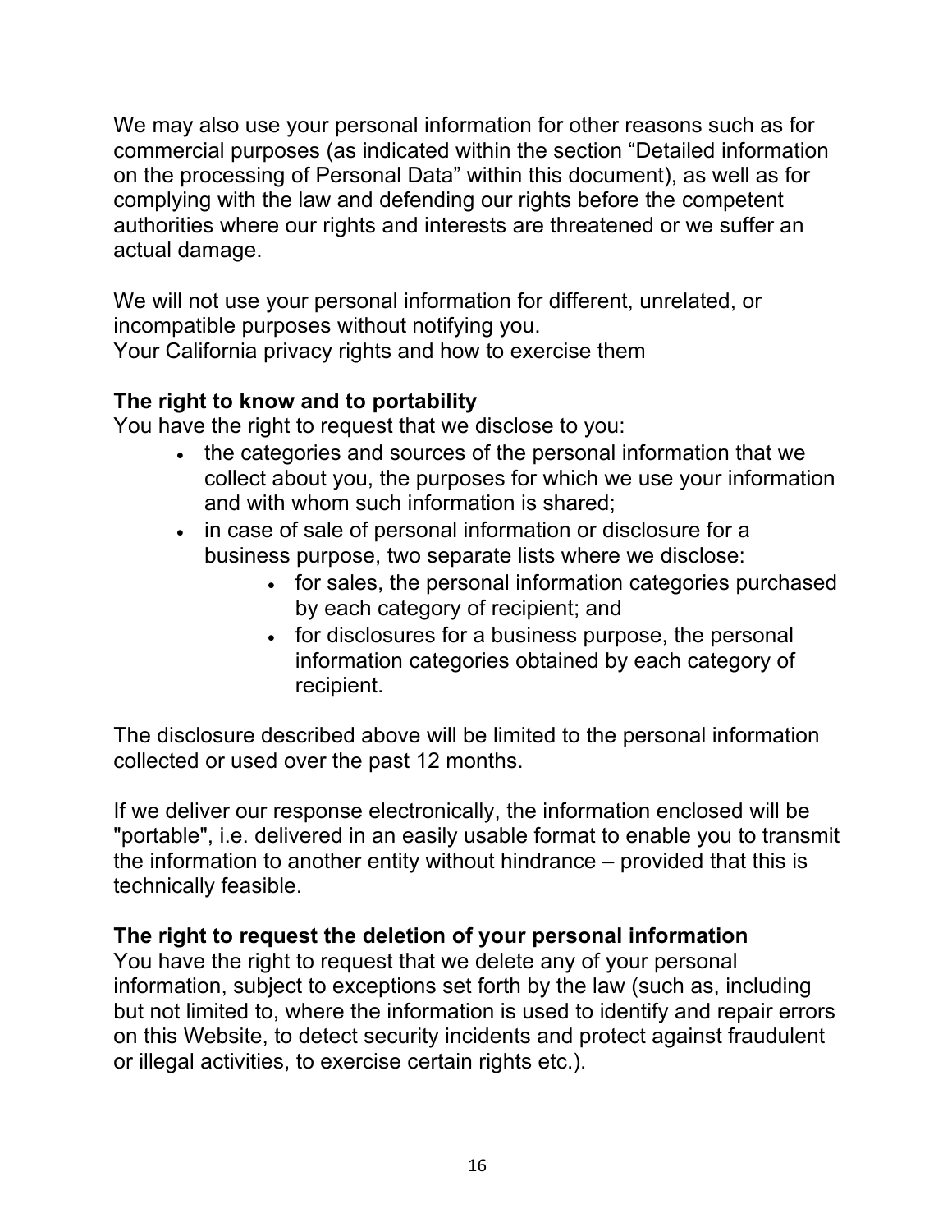We may also use your personal information for other reasons such as for commercial purposes (as indicated within the section "Detailed information on the processing of Personal Data" within this document), as well as for complying with the law and defending our rights before the competent authorities where our rights and interests are threatened or we suffer an actual damage.

We will not use your personal information for different, unrelated, or incompatible purposes without notifying you.
Your California privacy rights and how to exercise them

**The right to know and to portability**
You have the right to request that we disclose to you:

- the categories and sources of the personal information that we collect about you, the purposes for which we use your information and with whom such information is shared;
- in case of sale of personal information or disclosure for a business purpose, two separate lists where we disclose:
    - for sales, the personal information categories purchased by each category of recipient; and
    - for disclosures for a business purpose, the personal information categories obtained by each category of recipient.

The disclosure described above will be limited to the personal information collected or used over the past 12 months.

If we deliver our response electronically, the information enclosed will be "portable", i.e. delivered in an easily usable format to enable you to transmit the information to another entity without hindrance – provided that this is technically feasible.

**The right to request the deletion of your personal information**
You have the right to request that we delete any of your personal information, subject to exceptions set forth by the law (such as, including but not limited to, where the information is used to identify and repair errors on this Website, to detect security incidents and protect against fraudulent or illegal activities, to exercise certain rights etc.).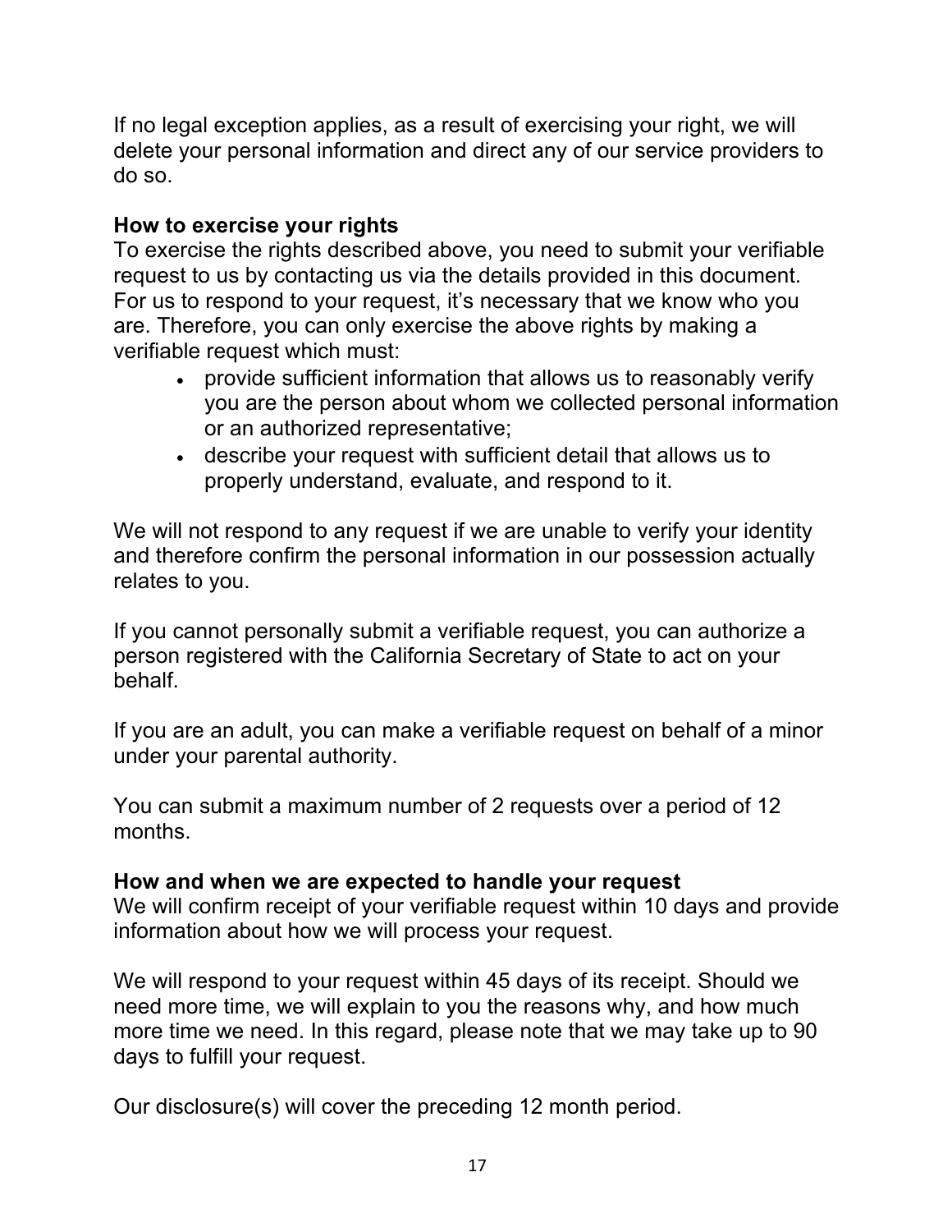If no legal exception applies, as a result of exercising your right, we will delete your personal information and direct any of our service providers to do so.

**How to exercise your rights**

To exercise the rights described above, you need to submit your verifiable request to us by contacting us via the details provided in this document. For us to respond to your request, it's necessary that we know who you are. Therefore, you can only exercise the above rights by making a verifiable request which must:

- provide sufficient information that allows us to reasonably verify you are the person about whom we collected personal information or an authorized representative;
- describe your request with sufficient detail that allows us to properly understand, evaluate, and respond to it.

We will not respond to any request if we are unable to verify your identity and therefore confirm the personal information in our possession actually relates to you.

If you cannot personally submit a verifiable request, you can authorize a person registered with the California Secretary of State to act on your behalf.

If you are an adult, you can make a verifiable request on behalf of a minor under your parental authority.

You can submit a maximum number of 2 requests over a period of 12 months.

**How and when we are expected to handle your request**

We will confirm receipt of your verifiable request within 10 days and provide information about how we will process your request.

We will respond to your request within 45 days of its receipt. Should we need more time, we will explain to you the reasons why, and how much more time we need. In this regard, please note that we may take up to 90 days to fulfill your request.

Our disclosure(s) will cover the preceding 12 month period.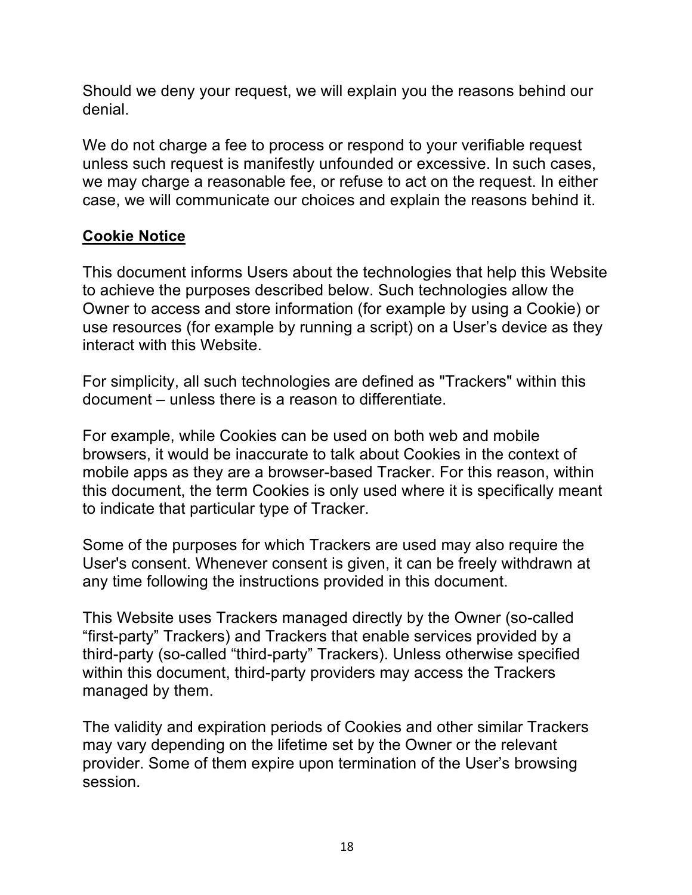Should we deny your request, we will explain you the reasons behind our denial.

We do not charge a fee to process or respond to your verifiable request unless such request is manifestly unfounded or excessive. In such cases, we may charge a reasonable fee, or refuse to act on the request. In either case, we will communicate our choices and explain the reasons behind it.

## **Cookie Notice**

This document informs Users about the technologies that help this Website to achieve the purposes described below. Such technologies allow the Owner to access and store information (for example by using a Cookie) or use resources (for example by running a script) on a User's device as they interact with this Website.

For simplicity, all such technologies are defined as "Trackers" within this document – unless there is a reason to differentiate.

For example, while Cookies can be used on both web and mobile browsers, it would be inaccurate to talk about Cookies in the context of mobile apps as they are a browser-based Tracker. For this reason, within this document, the term Cookies is only used where it is specifically meant to indicate that particular type of Tracker.

Some of the purposes for which Trackers are used may also require the User's consent. Whenever consent is given, it can be freely withdrawn at any time following the instructions provided in this document.

This Website uses Trackers managed directly by the Owner (so-called "first-party" Trackers) and Trackers that enable services provided by a third-party (so-called "third-party" Trackers). Unless otherwise specified within this document, third-party providers may access the Trackers managed by them.

The validity and expiration periods of Cookies and other similar Trackers may vary depending on the lifetime set by the Owner or the relevant provider. Some of them expire upon termination of the User's browsing session.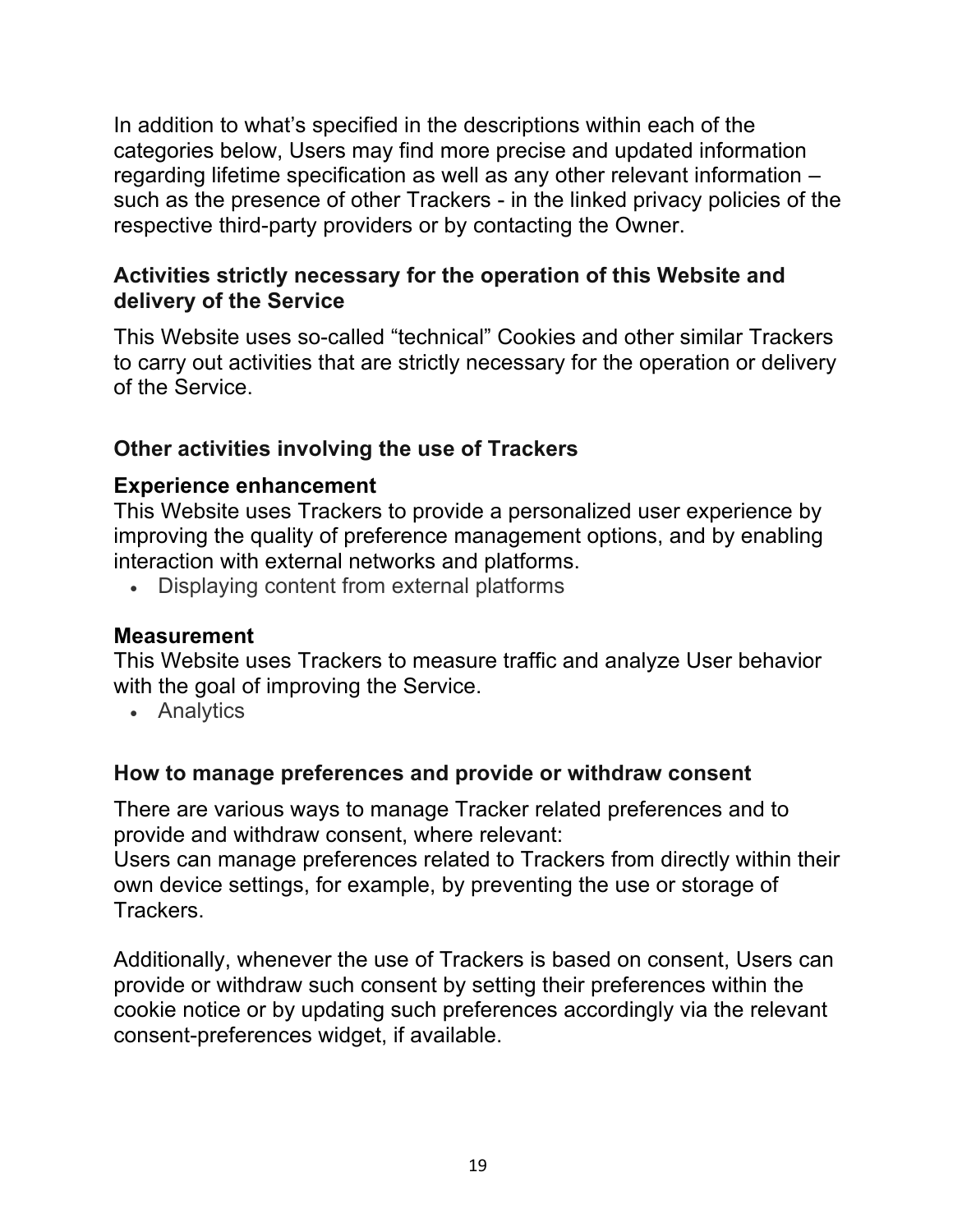In addition to what's specified in the descriptions within each of the categories below, Users may find more precise and updated information regarding lifetime specification as well as any other relevant information – such as the presence of other Trackers - in the linked privacy policies of the respective third-party providers or by contacting the Owner.

### Activities strictly necessary for the operation of this Website and delivery of the Service

This Website uses so-called "technical" Cookies and other similar Trackers to carry out activities that are strictly necessary for the operation or delivery of the Service.

### Other activities involving the use of Trackers

#### Experience enhancement

This Website uses Trackers to provide a personalized user experience by improving the quality of preference management options, and by enabling interaction with external networks and platforms.

- Displaying content from external platforms

#### Measurement

This Website uses Trackers to measure traffic and analyze User behavior with the goal of improving the Service.

- Analytics

### How to manage preferences and provide or withdraw consent

There are various ways to manage Tracker related preferences and to provide and withdraw consent, where relevant:
Users can manage preferences related to Trackers from directly within their own device settings, for example, by preventing the use or storage of Trackers.

Additionally, whenever the use of Trackers is based on consent, Users can provide or withdraw such consent by setting their preferences within the cookie notice or by updating such preferences accordingly via the relevant consent-preferences widget, if available.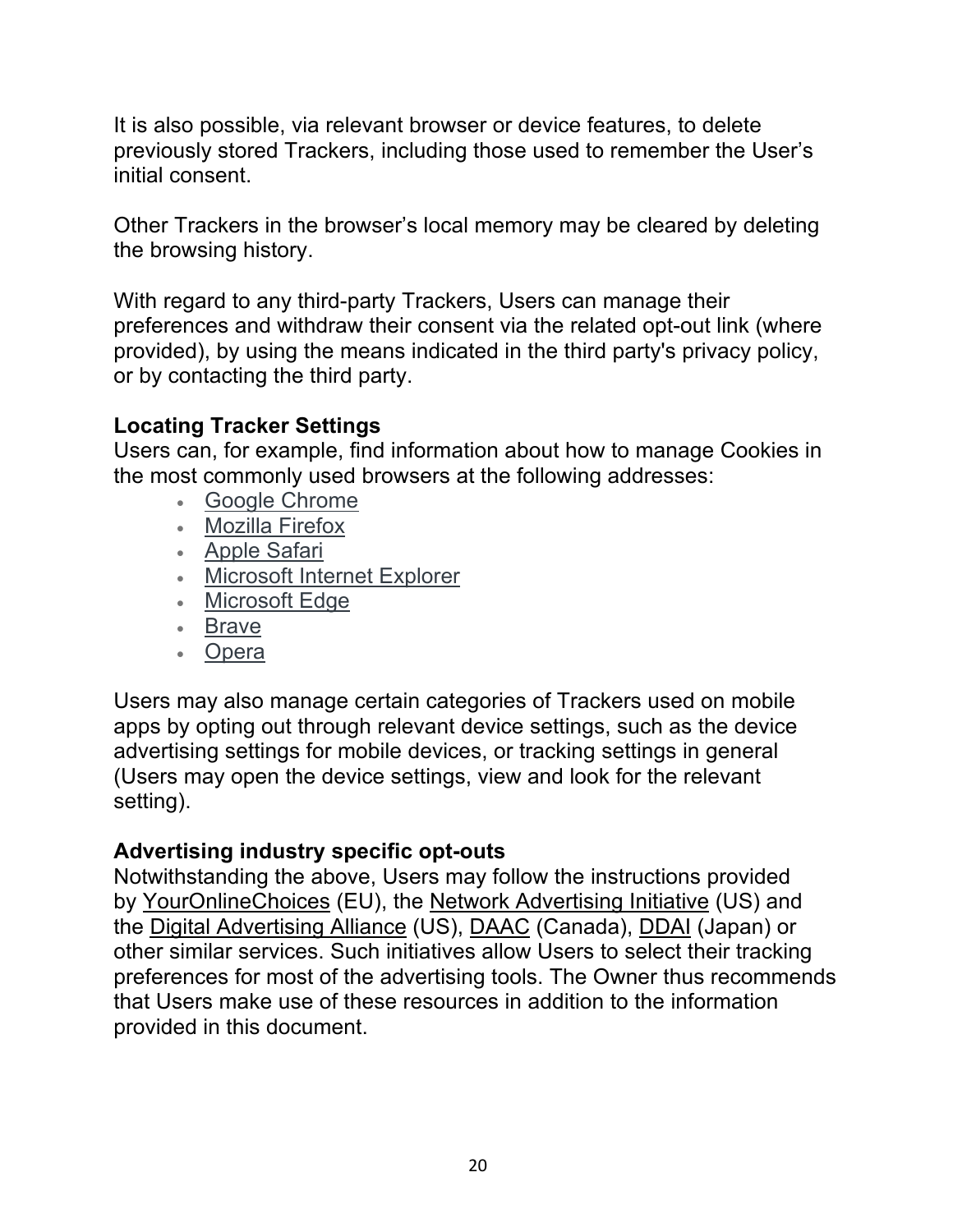It is also possible, via relevant browser or device features, to delete previously stored Trackers, including those used to remember the User's initial consent.

Other Trackers in the browser's local memory may be cleared by deleting the browsing history.

With regard to any third-party Trackers, Users can manage their preferences and withdraw their consent via the related opt-out link (where provided), by using the means indicated in the third party's privacy policy, or by contacting the third party.

**Locating Tracker Settings**

Users can, for example, find information about how to manage Cookies in the most commonly used browsers at the following addresses:

- Google Chrome
- Mozilla Firefox
- Apple Safari
- Microsoft Internet Explorer
- Microsoft Edge
- Brave
- Opera

Users may also manage certain categories of Trackers used on mobile apps by opting out through relevant device settings, such as the device advertising settings for mobile devices, or tracking settings in general (Users may open the device settings, view and look for the relevant setting).

**Advertising industry specific opt-outs**

Notwithstanding the above, Users may follow the instructions provided by YourOnlineChoices (EU), the Network Advertising Initiative (US) and the Digital Advertising Alliance (US), DAAC (Canada), DDAI (Japan) or other similar services. Such initiatives allow Users to select their tracking preferences for most of the advertising tools. The Owner thus recommends that Users make use of these resources in addition to the information provided in this document.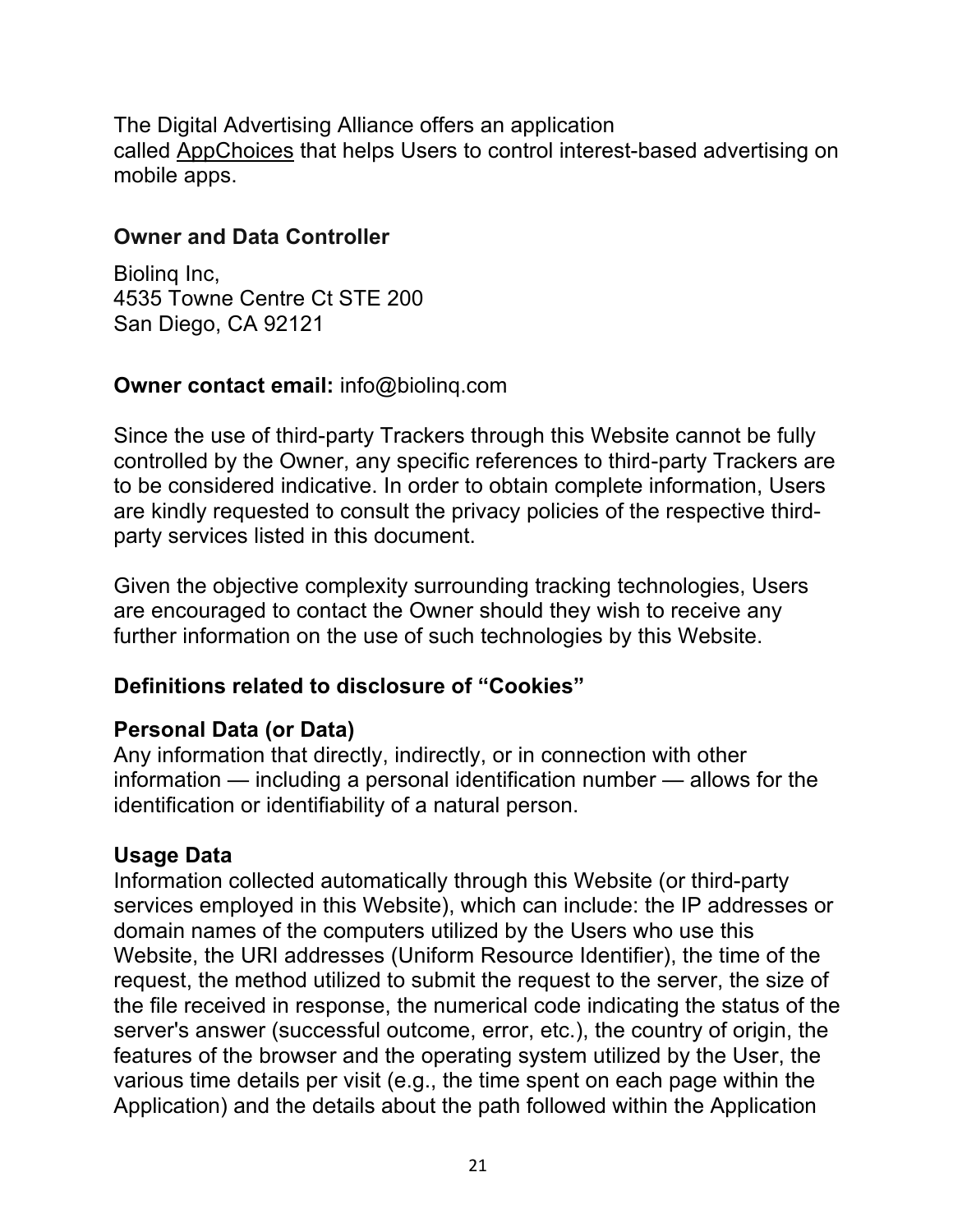The Digital Advertising Alliance offers an application called AppChoices that helps Users to control interest-based advertising on mobile apps.

### Owner and Data Controller

Biolinq Inc,
4535 Towne Centre Ct STE 200
San Diego, CA 92121

**Owner contact email:** info@biolinq.com

Since the use of third-party Trackers through this Website cannot be fully controlled by the Owner, any specific references to third-party Trackers are to be considered indicative. In order to obtain complete information, Users are kindly requested to consult the privacy policies of the respective third-party services listed in this document.

Given the objective complexity surrounding tracking technologies, Users are encouraged to contact the Owner should they wish to receive any further information on the use of such technologies by this Website.

### Definitions related to disclosure of “Cookies”

**Personal Data (or Data)**
Any information that directly, indirectly, or in connection with other information — including a personal identification number — allows for the identification or identifiability of a natural person.

**Usage Data**
Information collected automatically through this Website (or third-party services employed in this Website), which can include: the IP addresses or domain names of the computers utilized by the Users who use this Website, the URI addresses (Uniform Resource Identifier), the time of the request, the method utilized to submit the request to the server, the size of the file received in response, the numerical code indicating the status of the server's answer (successful outcome, error, etc.), the country of origin, the features of the browser and the operating system utilized by the User, the various time details per visit (e.g., the time spent on each page within the Application) and the details about the path followed within the Application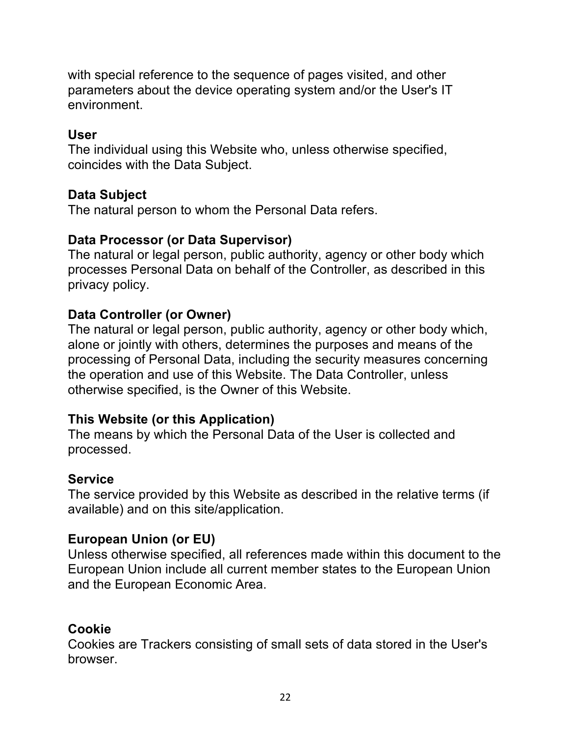with special reference to the sequence of pages visited, and other parameters about the device operating system and/or the User's IT environment.

**User**
The individual using this Website who, unless otherwise specified, coincides with the Data Subject.

**Data Subject**
The natural person to whom the Personal Data refers.

**Data Processor (or Data Supervisor)**
The natural or legal person, public authority, agency or other body which processes Personal Data on behalf of the Controller, as described in this privacy policy.

**Data Controller (or Owner)**
The natural or legal person, public authority, agency or other body which, alone or jointly with others, determines the purposes and means of the processing of Personal Data, including the security measures concerning the operation and use of this Website. The Data Controller, unless otherwise specified, is the Owner of this Website.

**This Website (or this Application)**
The means by which the Personal Data of the User is collected and processed.

**Service**
The service provided by this Website as described in the relative terms (if available) and on this site/application.

**European Union (or EU)**
Unless otherwise specified, all references made within this document to the European Union include all current member states to the European Union and the European Economic Area.

**Cookie**
Cookies are Trackers consisting of small sets of data stored in the User's browser.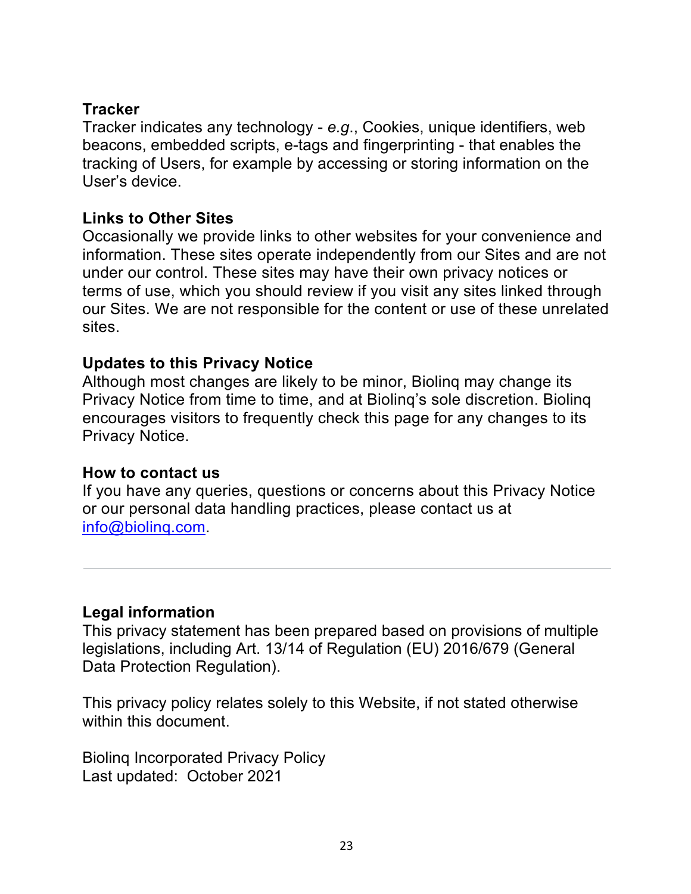**Tracker**
Tracker indicates any technology - *e.g*., Cookies, unique identifiers, web beacons, embedded scripts, e-tags and fingerprinting - that enables the tracking of Users, for example by accessing or storing information on the User's device.

**Links to Other Sites**
Occasionally we provide links to other websites for your convenience and information. These sites operate independently from our Sites and are not under our control. These sites may have their own privacy notices or terms of use, which you should review if you visit any sites linked through our Sites. We are not responsible for the content or use of these unrelated sites.

**Updates to this Privacy Notice**
Although most changes are likely to be minor, Biolinq may change its Privacy Notice from time to time, and at Biolinq's sole discretion. Biolinq encourages visitors to frequently check this page for any changes to its Privacy Notice.

**How to contact us**
If you have any queries, questions or concerns about this Privacy Notice or our personal data handling practices, please contact us at info@biolinq.com.

---

**Legal information**
This privacy statement has been prepared based on provisions of multiple legislations, including Art. 13/14 of Regulation (EU) 2016/679 (General Data Protection Regulation).

This privacy policy relates solely to this Website, if not stated otherwise within this document.

Biolinq Incorporated Privacy Policy
Last updated: October 2021